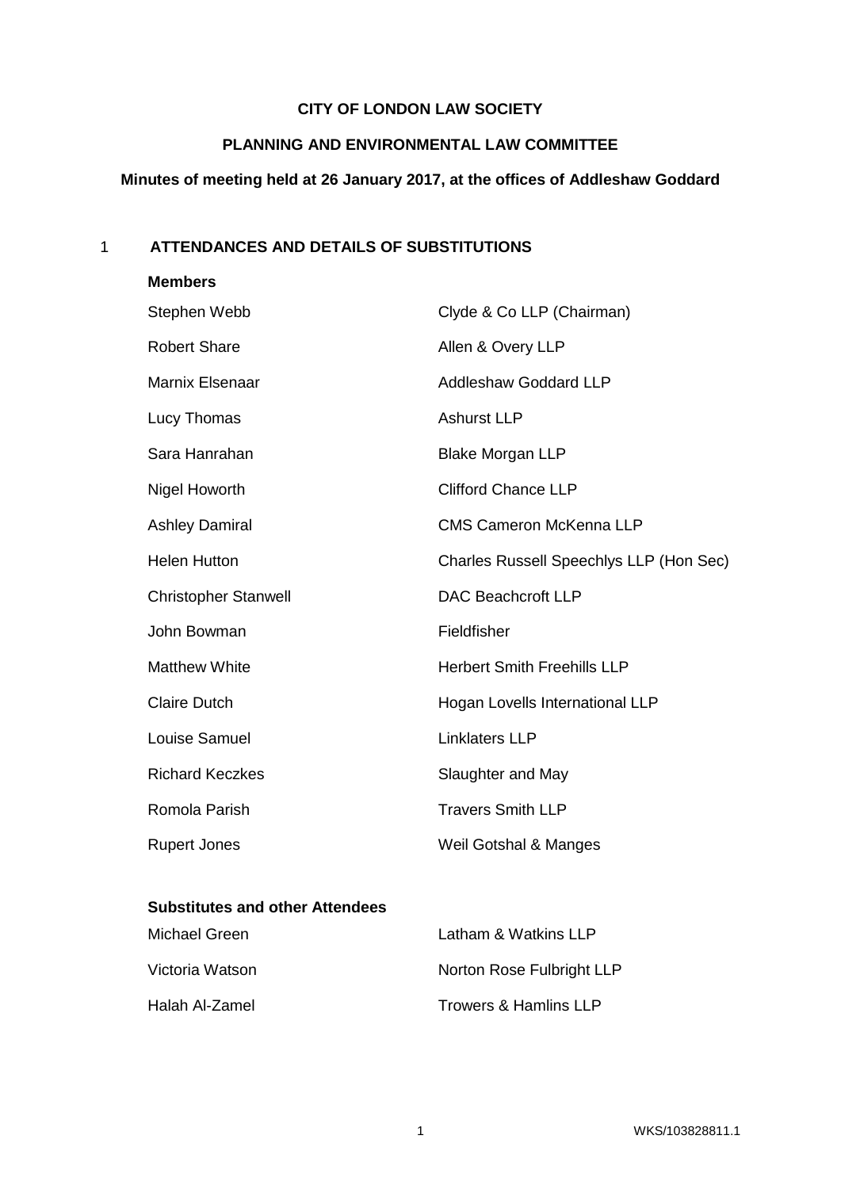**CITY OF LONDON LAW SOCIETY**

**PLANNING AND ENVIRONMENTAL LAW COMMITTEE**

**Minutes of meeting held at 26 January 2017, at the offices of Addleshaw Goddard**

## 1 ATTENDANCES AND DETAILS OF SUBSTITUTIONS

**Members**

| | |
|---|---|
| Stephen Webb | Clyde & Co LLP (Chairman) |
| Robert Share | Allen & Overy LLP |
| Marnix Elsenaar | Addleshaw Goddard LLP |
| Lucy Thomas | Ashurst LLP |
| Sara Hanrahan | Blake Morgan LLP |
| Nigel Howorth | Clifford Chance LLP |
| Ashley Damiral | CMS Cameron McKenna LLP |
| Helen Hutton | Charles Russell Speechlys LLP (Hon Sec) |
| Christopher Stanwell | DAC Beachcroft LLP |
| John Bowman | Fieldfisher |
| Matthew White | Herbert Smith Freehills LLP |
| Claire Dutch | Hogan Lovells International LLP |
| Louise Samuel | Linklaters LLP |
| Richard Keczkes | Slaughter and May |
| Romola Parish | Travers Smith LLP |
| Rupert Jones | Weil Gotshal & Manges |

**Substitutes and other Attendees**

| | |
|---|---|
| Michael Green | Latham & Watkins LLP |
| Victoria Watson | Norton Rose Fulbright LLP |
| Halah Al-Zamel | Trowers & Hamlins LLP |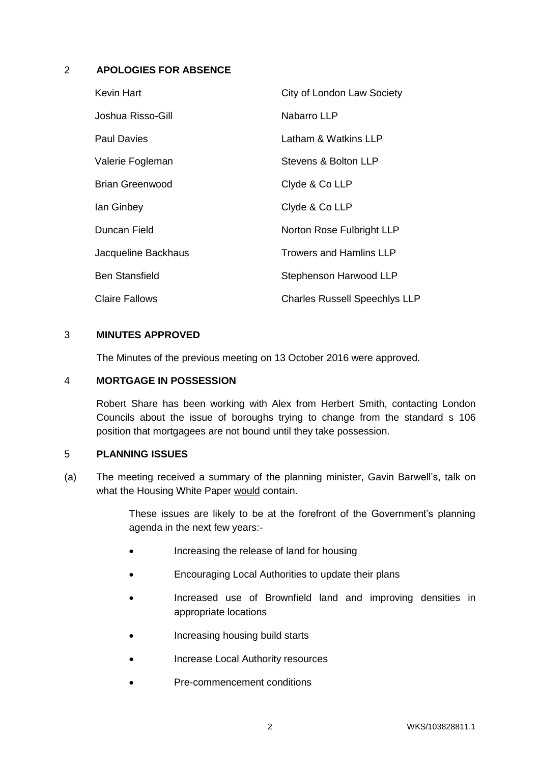## 2 APOLOGIES FOR ABSENCE

| | |
|---|---|
| Kevin Hart | City of London Law Society |
| Joshua Risso-Gill | Nabarro LLP |
| Paul Davies | Latham & Watkins LLP |
| Valerie Fogleman | Stevens & Bolton LLP |
| Brian Greenwood | Clyde & Co LLP |
| Ian Ginbey | Clyde & Co LLP |
| Duncan Field | Norton Rose Fulbright LLP |
| Jacqueline Backhaus | Trowers and Hamlins LLP |
| Ben Stansfield | Stephenson Harwood LLP |
| Claire Fallows | Charles Russell Speechlys LLP |

## 3 MINUTES APPROVED

The Minutes of the previous meeting on 13 October 2016 were approved.

## 4 MORTGAGE IN POSSESSION

Robert Share has been working with Alex from Herbert Smith, contacting London Councils about the issue of boroughs trying to change from the standard s 106 position that mortgagees are not bound until they take possession.

## 5 PLANNING ISSUES

(a) The meeting received a summary of the planning minister, Gavin Barwell's, talk on what the Housing White Paper would contain.

These issues are likely to be at the forefront of the Government's planning agenda in the next few years:-

- Increasing the release of land for housing
- Encouraging Local Authorities to update their plans
- Increased use of Brownfield land and improving densities in appropriate locations
- Increasing housing build starts
- Increase Local Authority resources
- Pre-commencement conditions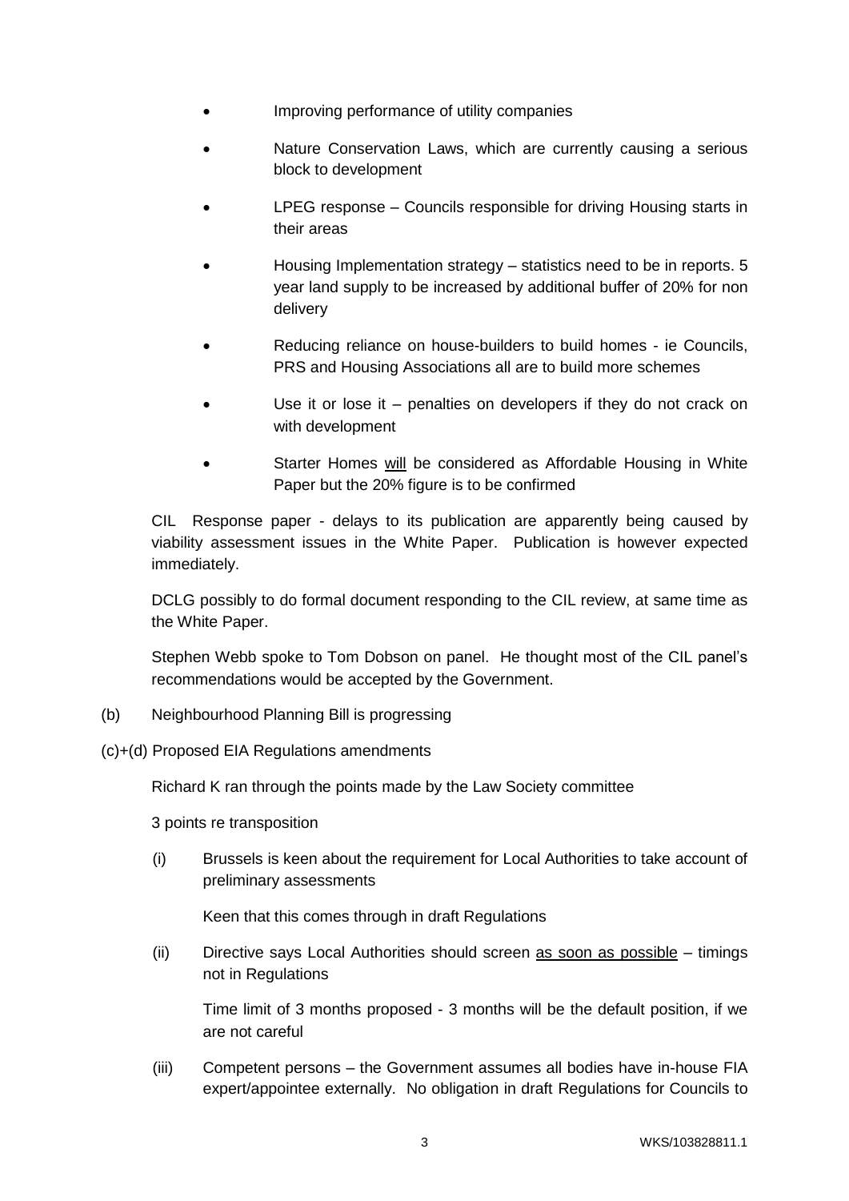- Improving performance of utility companies
- Nature Conservation Laws, which are currently causing a serious block to development
- LPEG response – Councils responsible for driving Housing starts in their areas
- Housing Implementation strategy – statistics need to be in reports. 5 year land supply to be increased by additional buffer of 20% for non delivery
- Reducing reliance on house-builders to build homes - ie Councils, PRS and Housing Associations all are to build more schemes
- Use it or lose it – penalties on developers if they do not crack on with development
- Starter Homes <u>will</u> be considered as Affordable Housing in White Paper but the 20% figure is to be confirmed

CIL Response paper - delays to its publication are apparently being caused by viability assessment issues in the White Paper. Publication is however expected immediately.

DCLG possibly to do formal document responding to the CIL review, at same time as the White Paper.

Stephen Webb spoke to Tom Dobson on panel. He thought most of the CIL panel's recommendations would be accepted by the Government.

(b) Neighbourhood Planning Bill is progressing

(c)+(d) Proposed EIA Regulations amendments

Richard K ran through the points made by the Law Society committee

3 points re transposition

(i) Brussels is keen about the requirement for Local Authorities to take account of preliminary assessments

Keen that this comes through in draft Regulations

(ii) Directive says Local Authorities should screen <u>as soon as possible</u> – timings not in Regulations

Time limit of 3 months proposed - 3 months will be the default position, if we are not careful

(iii) Competent persons – the Government assumes all bodies have in-house FIA expert/appointee externally. No obligation in draft Regulations for Councils to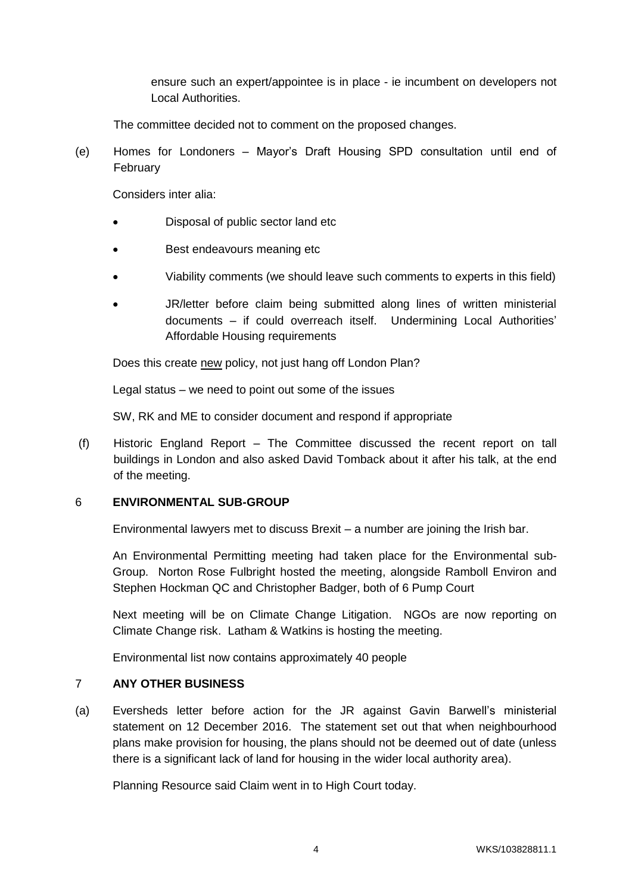ensure such an expert/appointee is in place - ie incumbent on developers not Local Authorities.

The committee decided not to comment on the proposed changes.

(e) Homes for Londoners – Mayor's Draft Housing SPD consultation until end of February

Considers inter alia:

- Disposal of public sector land etc
- Best endeavours meaning etc
- Viability comments (we should leave such comments to experts in this field)
- JR/letter before claim being submitted along lines of written ministerial documents – if could overreach itself. Undermining Local Authorities' Affordable Housing requirements

Does this create new policy, not just hang off London Plan?

Legal status – we need to point out some of the issues

SW, RK and ME to consider document and respond if appropriate

(f) Historic England Report – The Committee discussed the recent report on tall buildings in London and also asked David Tomback about it after his talk, at the end of the meeting.

## 6 ENVIRONMENTAL SUB-GROUP

Environmental lawyers met to discuss Brexit – a number are joining the Irish bar.

An Environmental Permitting meeting had taken place for the Environmental sub-Group. Norton Rose Fulbright hosted the meeting, alongside Ramboll Environ and Stephen Hockman QC and Christopher Badger, both of 6 Pump Court

Next meeting will be on Climate Change Litigation. NGOs are now reporting on Climate Change risk. Latham & Watkins is hosting the meeting.

Environmental list now contains approximately 40 people

## 7 ANY OTHER BUSINESS

(a) Eversheds letter before action for the JR against Gavin Barwell's ministerial statement on 12 December 2016. The statement set out that when neighbourhood plans make provision for housing, the plans should not be deemed out of date (unless there is a significant lack of land for housing in the wider local authority area).

Planning Resource said Claim went in to High Court today.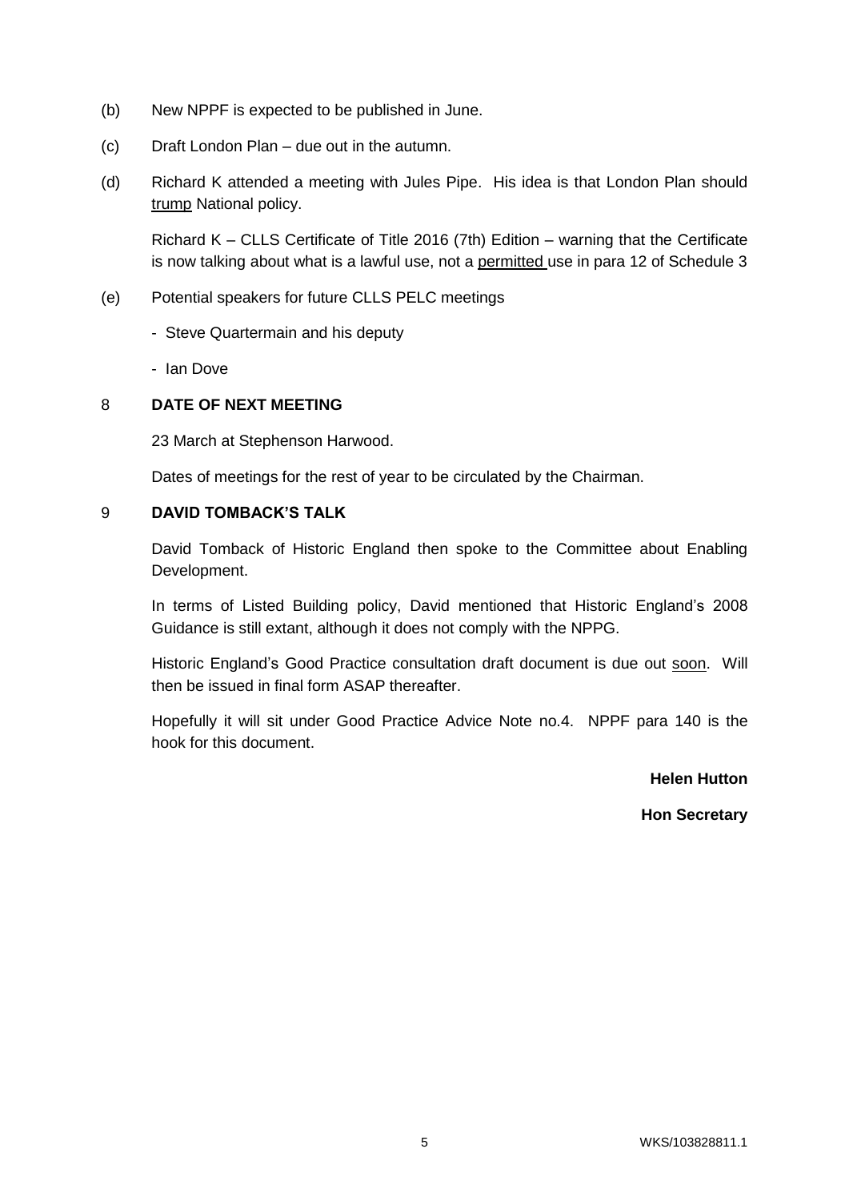(b) New NPPF is expected to be published in June.

(c) Draft London Plan – due out in the autumn.

(d) Richard K attended a meeting with Jules Pipe. His idea is that London Plan should trump National policy.

Richard K – CLLS Certificate of Title 2016 (7th) Edition – warning that the Certificate is now talking about what is a lawful use, not a permitted use in para 12 of Schedule 3

(e) Potential speakers for future CLLS PELC meetings

- Steve Quartermain and his deputy
- Ian Dove

## 8 DATE OF NEXT MEETING

23 March at Stephenson Harwood.

Dates of meetings for the rest of year to be circulated by the Chairman.

## 9 DAVID TOMBACK'S TALK

David Tomback of Historic England then spoke to the Committee about Enabling Development.

In terms of Listed Building policy, David mentioned that Historic England's 2008 Guidance is still extant, although it does not comply with the NPPG.

Historic England's Good Practice consultation draft document is due out soon. Will then be issued in final form ASAP thereafter.

Hopefully it will sit under Good Practice Advice Note no.4. NPPF para 140 is the hook for this document.

**Helen Hutton**

**Hon Secretary**

WKS/103828811.1